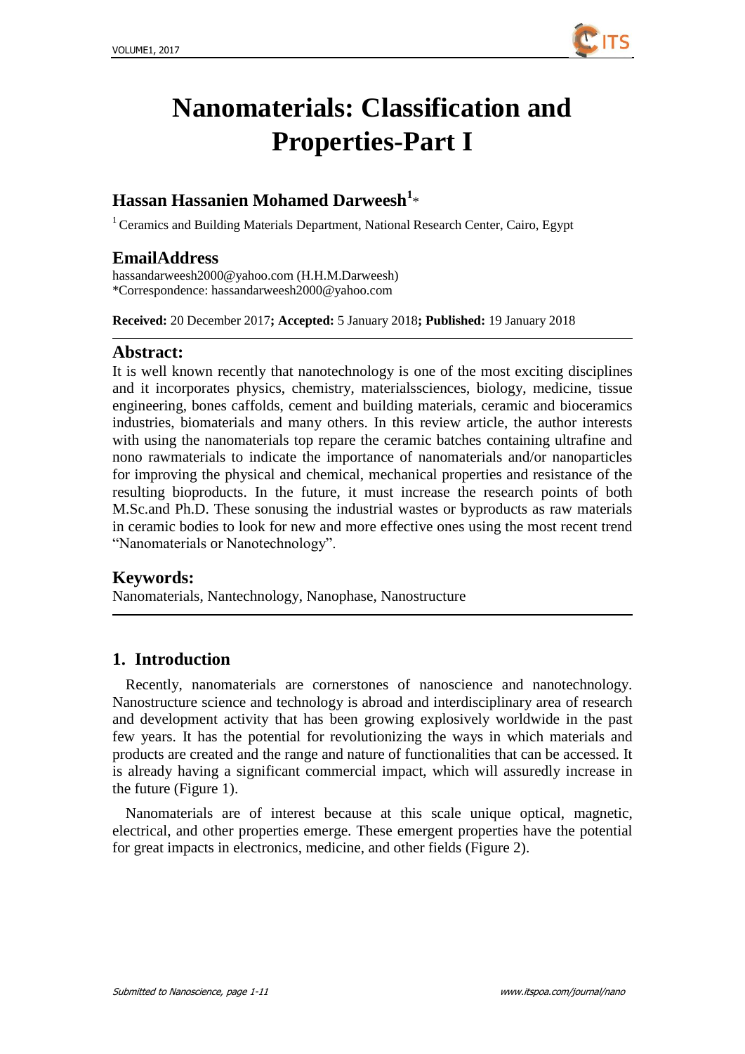# Nanomaterials: Classification and Properties-Part I

## Hassan Hassanien Mohamed Darweesh[1]*

[1] Ceramics and Building Materials Department, National Research Center, Cairo, Egypt

## EmailAddress

hassandarweesh2000@yahoo.com (H.H.M.Darweesh)
*Correspondence: hassandarweesh2000@yahoo.com

**Received:** 20 December 2017**; Accepted:** 5 January 2018**; Published:** 19 January 2018

## Abstract:

It is well known recently that nanotechnology is one of the most exciting disciplines and it incorporates physics, chemistry, materialssciences, biology, medicine, tissue engineering, bones caffolds, cement and building materials, ceramic and bioceramics industries, biomaterials and many others. In this review article, the author interests with using the nanomaterials top repare the ceramic batches containing ultrafine and nono rawmaterials to indicate the importance of nanomaterials and/or nanoparticles for improving the physical and chemical, mechanical properties and resistance of the resulting bioproducts. In the future, it must increase the research points of both M.Sc.and Ph.D. These sonusing the industrial wastes or byproducts as raw materials in ceramic bodies to look for new and more effective ones using the most recent trend "Nanomaterials or Nanotechnology".

## Keywords:

Nanomaterials, Nantechnology, Nanophase, Nanostructure

## 1. Introduction

Recently, nanomaterials are cornerstones of nanoscience and nanotechnology. Nanostructure science and technology is abroad and interdisciplinary area of research and development activity that has been growing explosively worldwide in the past few years. It has the potential for revolutionizing the ways in which materials and products are created and the range and nature of functionalities that can be accessed. It is already having a significant commercial impact, which will assuredly increase in the future (Figure 1).

Nanomaterials are of interest because at this scale unique optical, magnetic, electrical, and other properties emerge. These emergent properties have the potential for great impacts in electronics, medicine, and other fields (Figure 2).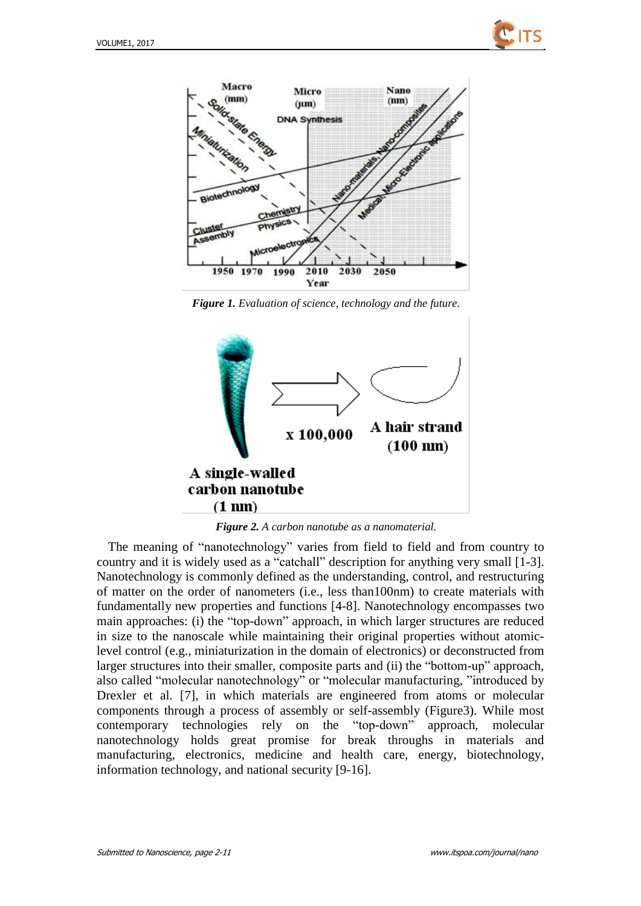*Figure 1. Evaluation of science, technology and the future.*

*Figure 2. A carbon nanotube as a nanomaterial.*

The meaning of "nanotechnology" varies from field to field and from country to country and it is widely used as a "catchall" description for anything very small [1-3]. Nanotechnology is commonly defined as the understanding, control, and restructuring of matter on the order of nanometers (i.e., less than100nm) to create materials with fundamentally new properties and functions [4-8]. Nanotechnology encompasses two main approaches: (i) the "top-down" approach, in which larger structures are reduced in size to the nanoscale while maintaining their original properties without atomic-level control (e.g., miniaturization in the domain of electronics) or deconstructed from larger structures into their smaller, composite parts and (ii) the "bottom-up" approach, also called "molecular nanotechnology" or "molecular manufacturing, "introduced by Drexler et al. [7], in which materials are engineered from atoms or molecular components through a process of assembly or self-assembly (Figure3). While most contemporary technologies rely on the "top-down" approach, molecular nanotechnology holds great promise for break throughs in materials and manufacturing, electronics, medicine and health care, energy, biotechnology, information technology, and national security [9-16].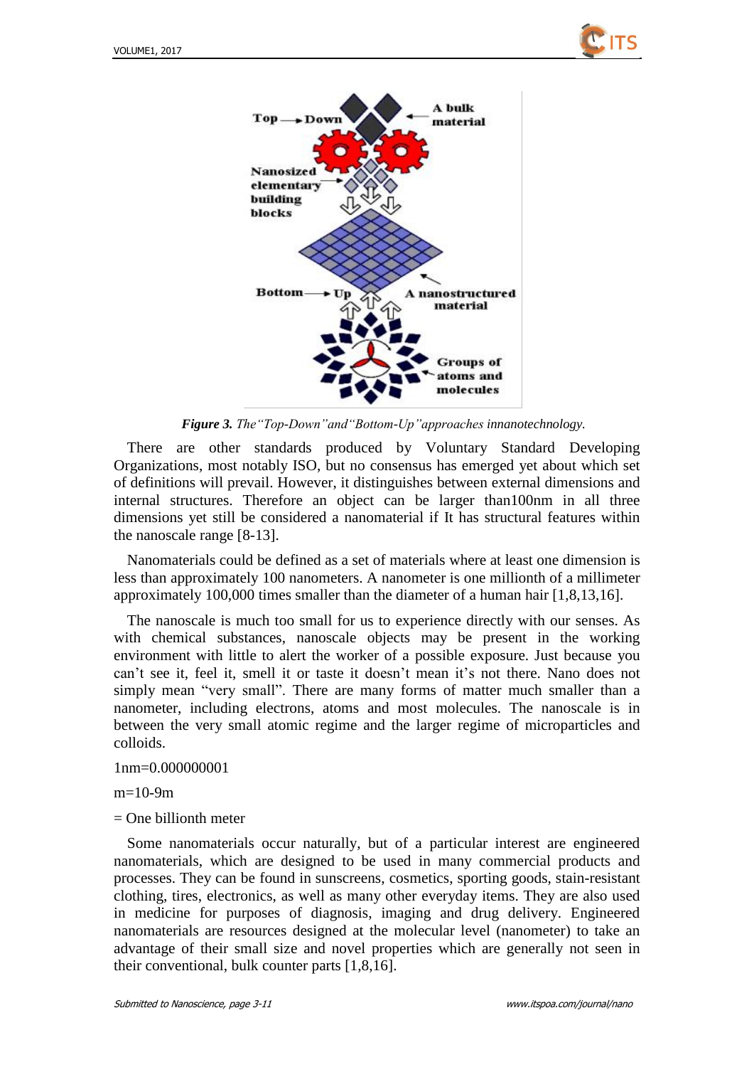***Figure 3.*** *The"Top-Down"and"Bottom-Up"approaches innanotechnology.*

There are other standards produced by Voluntary Standard Developing Organizations, most notably ISO, but no consensus has emerged yet about which set of definitions will prevail. However, it distinguishes between external dimensions and internal structures. Therefore an object can be larger than100nm in all three dimensions yet still be considered a nanomaterial if It has structural features within the nanoscale range [8-13].

Nanomaterials could be defined as a set of materials where at least one dimension is less than approximately 100 nanometers. A nanometer is one millionth of a millimeter approximately 100,000 times smaller than the diameter of a human hair [1,8,13,16].

The nanoscale is much too small for us to experience directly with our senses. As with chemical substances, nanoscale objects may be present in the working environment with little to alert the worker of a possible exposure. Just because you can't see it, feel it, smell it or taste it doesn't mean it's not there. Nano does not simply mean "very small". There are many forms of matter much smaller than a nanometer, including electrons, atoms and most molecules. The nanoscale is in between the very small atomic regime and the larger regime of microparticles and colloids.

1nm=0.000000001

m=10-9m

= One billionth meter

Some nanomaterials occur naturally, but of a particular interest are engineered nanomaterials, which are designed to be used in many commercial products and processes. They can be found in sunscreens, cosmetics, sporting goods, stain-resistant clothing, tires, electronics, as well as many other everyday items. They are also used in medicine for purposes of diagnosis, imaging and drug delivery. Engineered nanomaterials are resources designed at the molecular level (nanometer) to take an advantage of their small size and novel properties which are generally not seen in their conventional, bulk counter parts [1,8,16].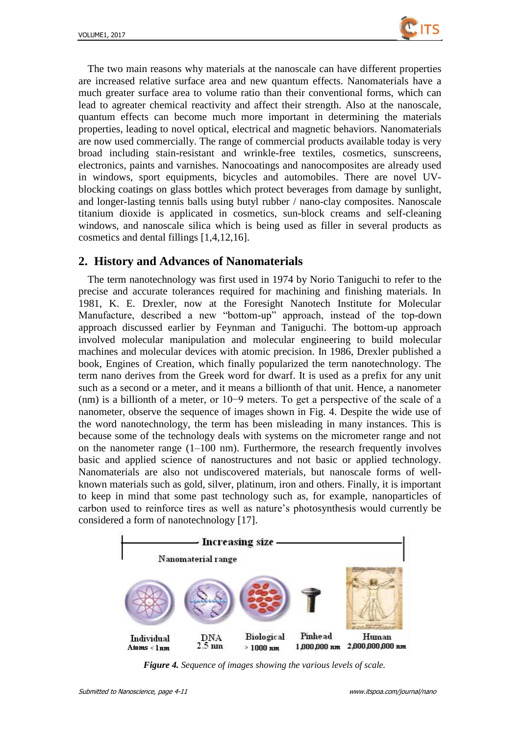The two main reasons why materials at the nanoscale can have different properties are increased relative surface area and new quantum effects. Nanomaterials have a much greater surface area to volume ratio than their conventional forms, which can lead to agreater chemical reactivity and affect their strength. Also at the nanoscale, quantum effects can become much more important in determining the materials properties, leading to novel optical, electrical and magnetic behaviors. Nanomaterials are now used commercially. The range of commercial products available today is very broad including stain-resistant and wrinkle-free textiles, cosmetics, sunscreens, electronics, paints and varnishes. Nanocoatings and nanocomposites are already used in windows, sport equipments, bicycles and automobiles. There are novel UV-blocking coatings on glass bottles which protect beverages from damage by sunlight, and longer-lasting tennis balls using butyl rubber / nano-clay composites. Nanoscale titanium dioxide is applicated in cosmetics, sun-block creams and self-cleaning windows, and nanoscale silica which is being used as filler in several products as cosmetics and dental fillings [1,4,12,16].

## 2. History and Advances of Nanomaterials

The term nanotechnology was first used in 1974 by Norio Taniguchi to refer to the precise and accurate tolerances required for machining and finishing materials. In 1981, K. E. Drexler, now at the Foresight Nanotech Institute for Molecular Manufacture, described a new "bottom-up" approach, instead of the top-down approach discussed earlier by Feynman and Taniguchi. The bottom-up approach involved molecular manipulation and molecular engineering to build molecular machines and molecular devices with atomic precision. In 1986, Drexler published a book, Engines of Creation, which finally popularized the term nanotechnology. The term nano derives from the Greek word for dwarf. It is used as a prefix for any unit such as a second or a meter, and it means a billionth of that unit. Hence, a nanometer (nm) is a billionth of a meter, or $10^{-9}$ meters. To get a perspective of the scale of a nanometer, observe the sequence of images shown in Fig. 4. Despite the wide use of the word nanotechnology, the term has been misleading in many instances. This is because some of the technology deals with systems on the micrometer range and not on the nanometer range (1–100 nm). Furthermore, the research frequently involves basic and applied science of nanostructures and not basic or applied technology. Nanomaterials are also not undiscovered materials, but nanoscale forms of well-known materials such as gold, silver, platinum, iron and others. Finally, it is important to keep in mind that some past technology such as, for example, nanoparticles of carbon used to reinforce tires as well as nature's photosynthesis would currently be considered a form of nanotechnology [17].

***Figure 4.*** *Sequence of images showing the various levels of scale.*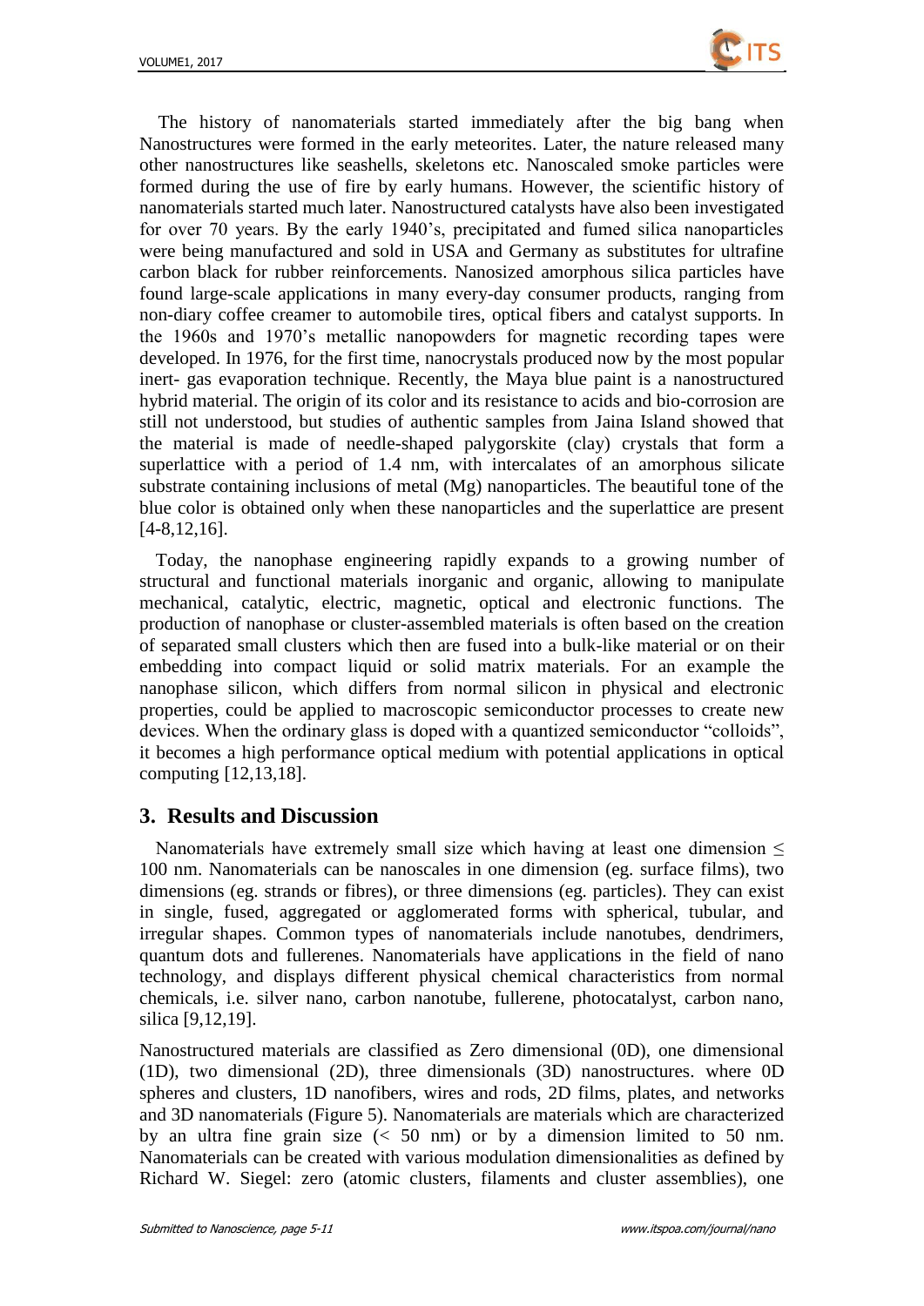The history of nanomaterials started immediately after the big bang when Nanostructures were formed in the early meteorites. Later, the nature released many other nanostructures like seashells, skeletons etc. Nanoscaled smoke particles were formed during the use of fire by early humans. However, the scientific history of nanomaterials started much later. Nanostructured catalysts have also been investigated for over 70 years. By the early 1940's, precipitated and fumed silica nanoparticles were being manufactured and sold in USA and Germany as substitutes for ultrafine carbon black for rubber reinforcements. Nanosized amorphous silica particles have found large-scale applications in many every-day consumer products, ranging from non-diary coffee creamer to automobile tires, optical fibers and catalyst supports. In the 1960s and 1970's metallic nanopowders for magnetic recording tapes were developed. In 1976, for the first time, nanocrystals produced now by the most popular inert- gas evaporation technique. Recently, the Maya blue paint is a nanostructured hybrid material. The origin of its color and its resistance to acids and bio-corrosion are still not understood, but studies of authentic samples from Jaina Island showed that the material is made of needle-shaped palygorskite (clay) crystals that form a superlattice with a period of 1.4 nm, with intercalates of an amorphous silicate substrate containing inclusions of metal (Mg) nanoparticles. The beautiful tone of the blue color is obtained only when these nanoparticles and the superlattice are present [4-8,12,16].

Today, the nanophase engineering rapidly expands to a growing number of structural and functional materials inorganic and organic, allowing to manipulate mechanical, catalytic, electric, magnetic, optical and electronic functions. The production of nanophase or cluster-assembled materials is often based on the creation of separated small clusters which then are fused into a bulk-like material or on their embedding into compact liquid or solid matrix materials. For an example the nanophase silicon, which differs from normal silicon in physical and electronic properties, could be applied to macroscopic semiconductor processes to create new devices. When the ordinary glass is doped with a quantized semiconductor "colloids", it becomes a high performance optical medium with potential applications in optical computing [12,13,18].

## 3. Results and Discussion

Nanomaterials have extremely small size which having at least one dimension $\leq$ 100 nm. Nanomaterials can be nanoscales in one dimension (eg. surface films), two dimensions (eg. strands or fibres), or three dimensions (eg. particles). They can exist in single, fused, aggregated or agglomerated forms with spherical, tubular, and irregular shapes. Common types of nanomaterials include nanotubes, dendrimers, quantum dots and fullerenes. Nanomaterials have applications in the field of nano technology, and displays different physical chemical characteristics from normal chemicals, i.e. silver nano, carbon nanotube, fullerene, photocatalyst, carbon nano, silica [9,12,19].

Nanostructured materials are classified as Zero dimensional (0D), one dimensional (1D), two dimensional (2D), three dimensionals (3D) nanostructures. where 0D spheres and clusters, 1D nanofibers, wires and rods, 2D films, plates, and networks and 3D nanomaterials (Figure 5). Nanomaterials are materials which are characterized by an ultra fine grain size (< 50 nm) or by a dimension limited to 50 nm. Nanomaterials can be created with various modulation dimensionalities as defined by Richard W. Siegel: zero (atomic clusters, filaments and cluster assemblies), one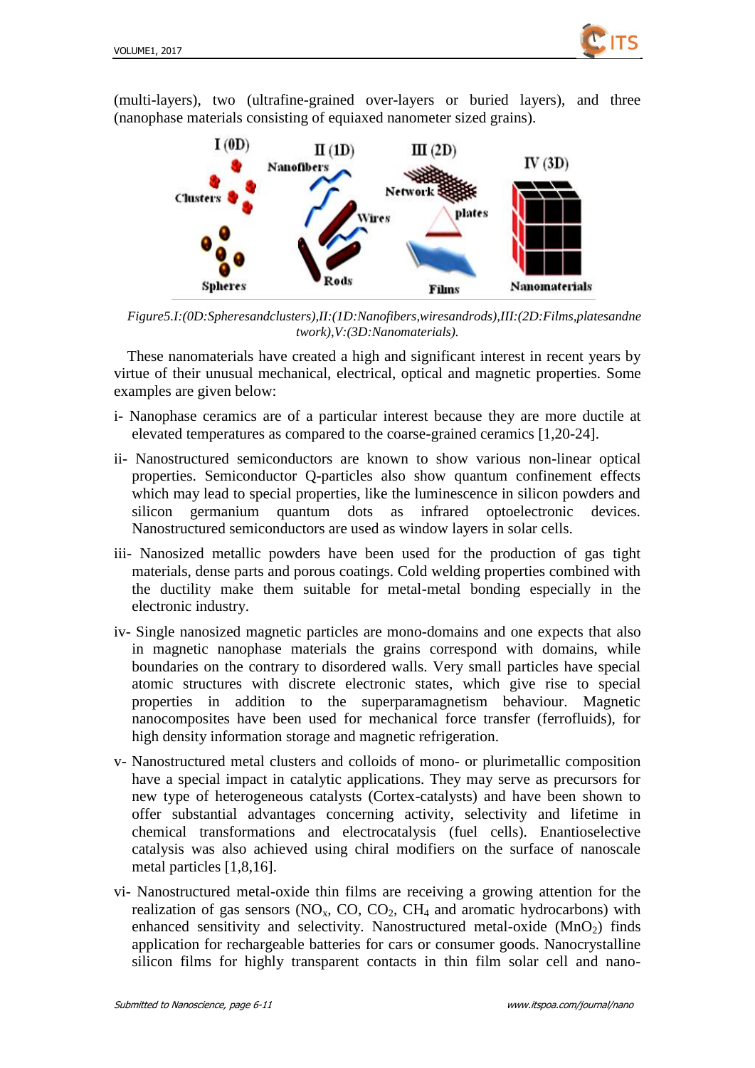(multi-layers), two (ultrafine-grained over-layers or buried layers), and three (nanophase materials consisting of equiaxed nanometer sized grains).

*Figure5.I:(0D:Spheresandclusters),II:(1D:Nanofibers,wiresandrods),III:(2D:Films,platesandnetwork),V:(3D:Nanomaterials).*

These nanomaterials have created a high and significant interest in recent years by virtue of their unusual mechanical, electrical, optical and magnetic properties. Some examples are given below:

i- Nanophase ceramics are of a particular interest because they are more ductile at elevated temperatures as compared to the coarse-grained ceramics [1,20-24].

ii- Nanostructured semiconductors are known to show various non-linear optical properties. Semiconductor Q-particles also show quantum confinement effects which may lead to special properties, like the luminescence in silicon powders and silicon germanium quantum dots as infrared optoelectronic devices. Nanostructured semiconductors are used as window layers in solar cells.

iii- Nanosized metallic powders have been used for the production of gas tight materials, dense parts and porous coatings. Cold welding properties combined with the ductility make them suitable for metal-metal bonding especially in the electronic industry.

iv- Single nanosized magnetic particles are mono-domains and one expects that also in magnetic nanophase materials the grains correspond with domains, while boundaries on the contrary to disordered walls. Very small particles have special atomic structures with discrete electronic states, which give rise to special properties in addition to the superparamagnetism behaviour. Magnetic nanocomposites have been used for mechanical force transfer (ferrofluids), for high density information storage and magnetic refrigeration.

v- Nanostructured metal clusters and colloids of mono- or plurimetallic composition have a special impact in catalytic applications. They may serve as precursors for new type of heterogeneous catalysts (Cortex-catalysts) and have been shown to offer substantial advantages concerning activity, selectivity and lifetime in chemical transformations and electrocatalysis (fuel cells). Enantioselective catalysis was also achieved using chiral modifiers on the surface of nanoscale metal particles [1,8,16].

vi- Nanostructured metal-oxide thin films are receiving a growing attention for the realization of gas sensors ($NO_x$, $CO$, $CO_2$, $CH_4$ and aromatic hydrocarbons) with enhanced sensitivity and selectivity. Nanostructured metal-oxide ($MnO_2$) finds application for rechargeable batteries for cars or consumer goods. Nanocrystalline silicon films for highly transparent contacts in thin film solar cell and nano-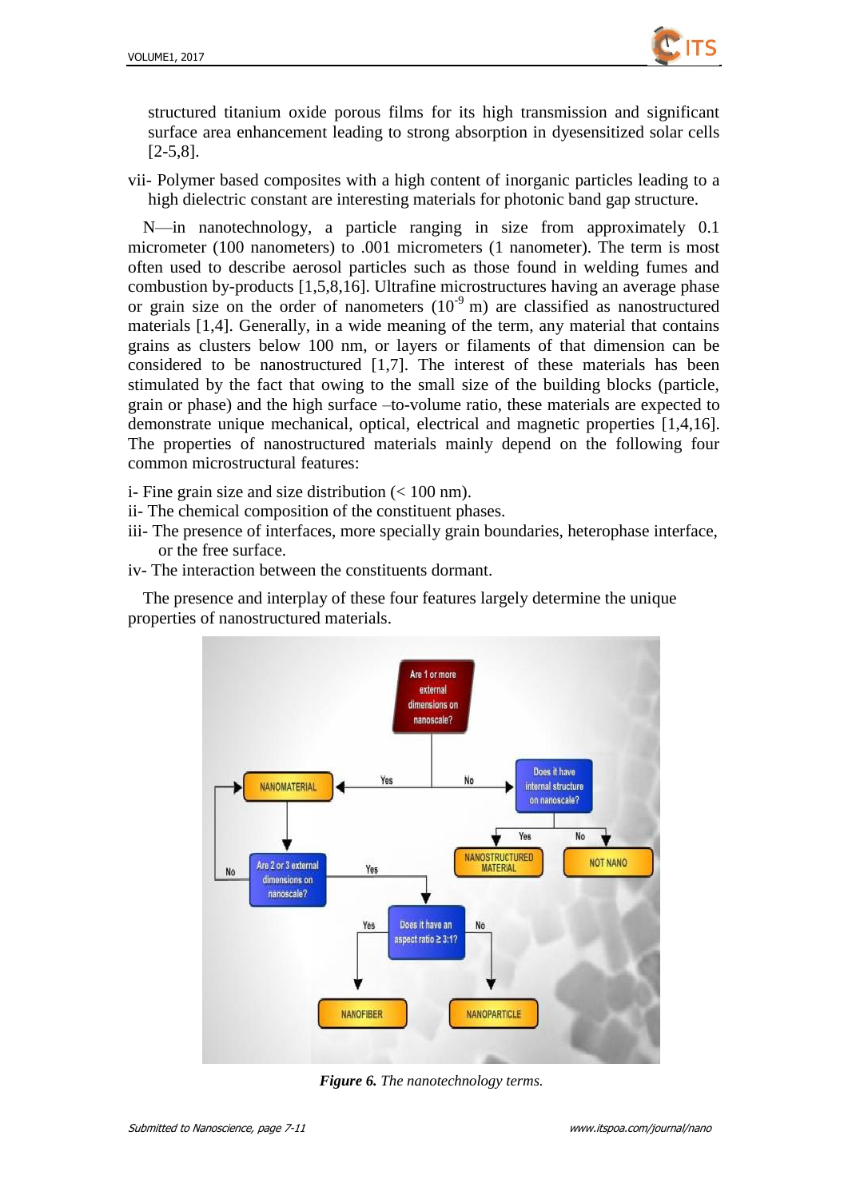structured titanium oxide porous films for its high transmission and significant surface area enhancement leading to strong absorption in dyesensitized solar cells [2-5,8].

vii- Polymer based composites with a high content of inorganic particles leading to a high dielectric constant are interesting materials for photonic band gap structure.

N—in nanotechnology, a particle ranging in size from approximately 0.1 micrometer (100 nanometers) to .001 micrometers (1 nanometer). The term is most often used to describe aerosol particles such as those found in welding fumes and combustion by-products [1,5,8,16]. Ultrafine microstructures having an average phase or grain size on the order of nanometers ($10^{-9}$ m) are classified as nanostructured materials [1,4]. Generally, in a wide meaning of the term, any material that contains grains as clusters below 100 nm, or layers or filaments of that dimension can be considered to be nanostructured [1,7]. The interest of these materials has been stimulated by the fact that owing to the small size of the building blocks (particle, grain or phase) and the high surface –to-volume ratio, these materials are expected to demonstrate unique mechanical, optical, electrical and magnetic properties [1,4,16]. The properties of nanostructured materials mainly depend on the following four common microstructural features:

i- Fine grain size and size distribution (< 100 nm).
ii- The chemical composition of the constituent phases.
iii- The presence of interfaces, more specially grain boundaries, heterophase interface, or the free surface.
iv- The interaction between the constituents dormant.

The presence and interplay of these four features largely determine the unique properties of nanostructured materials.

***Figure 6.*** *The nanotechnology terms.*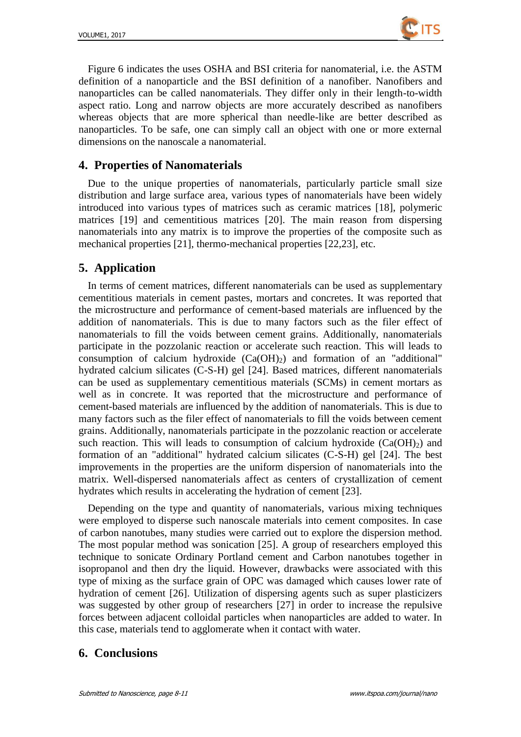Figure 6 indicates the uses OSHA and BSI criteria for nanomaterial, i.e. the ASTM definition of a nanoparticle and the BSI definition of a nanofiber. Nanofibers and nanoparticles can be called nanomaterials. They differ only in their length-to-width aspect ratio. Long and narrow objects are more accurately described as nanofibers whereas objects that are more spherical than needle-like are better described as nanoparticles. To be safe, one can simply call an object with one or more external dimensions on the nanoscale a nanomaterial.

## 4. Properties of Nanomaterials

Due to the unique properties of nanomaterials, particularly particle small size distribution and large surface area, various types of nanomaterials have been widely introduced into various types of matrices such as ceramic matrices [18], polymeric matrices [19] and cementitious matrices [20]. The main reason from dispersing nanomaterials into any matrix is to improve the properties of the composite such as mechanical properties [21], thermo-mechanical properties [22,23], etc.

## 5. Application

In terms of cement matrices, different nanomaterials can be used as supplementary cementitious materials in cement pastes, mortars and concretes. It was reported that the microstructure and performance of cement-based materials are influenced by the addition of nanomaterials. This is due to many factors such as the filer effect of nanomaterials to fill the voids between cement grains. Additionally, nanomaterials participate in the pozzolanic reaction or accelerate such reaction. This will leads to consumption of calcium hydroxide ($Ca(OH)_2$) and formation of an "additional" hydrated calcium silicates (C-S-H) gel [24]. Based matrices, different nanomaterials can be used as supplementary cementitious materials (SCMs) in cement mortars as well as in concrete. It was reported that the microstructure and performance of cement-based materials are influenced by the addition of nanomaterials. This is due to many factors such as the filer effect of nanomaterials to fill the voids between cement grains. Additionally, nanomaterials participate in the pozzolanic reaction or accelerate such reaction. This will leads to consumption of calcium hydroxide ($Ca(OH)_2$) and formation of an "additional" hydrated calcium silicates (C-S-H) gel [24]. The best improvements in the properties are the uniform dispersion of nanomaterials into the matrix. Well-dispersed nanomaterials affect as centers of crystallization of cement hydrates which results in accelerating the hydration of cement [23].

Depending on the type and quantity of nanomaterials, various mixing techniques were employed to disperse such nanoscale materials into cement composites. In case of carbon nanotubes, many studies were carried out to explore the dispersion method. The most popular method was sonication [25]. A group of researchers employed this technique to sonicate Ordinary Portland cement and Carbon nanotubes together in isopropanol and then dry the liquid. However, drawbacks were associated with this type of mixing as the surface grain of OPC was damaged which causes lower rate of hydration of cement [26]. Utilization of dispersing agents such as super plasticizers was suggested by other group of researchers [27] in order to increase the repulsive forces between adjacent colloidal particles when nanoparticles are added to water. In this case, materials tend to agglomerate when it contact with water.

## 6. Conclusions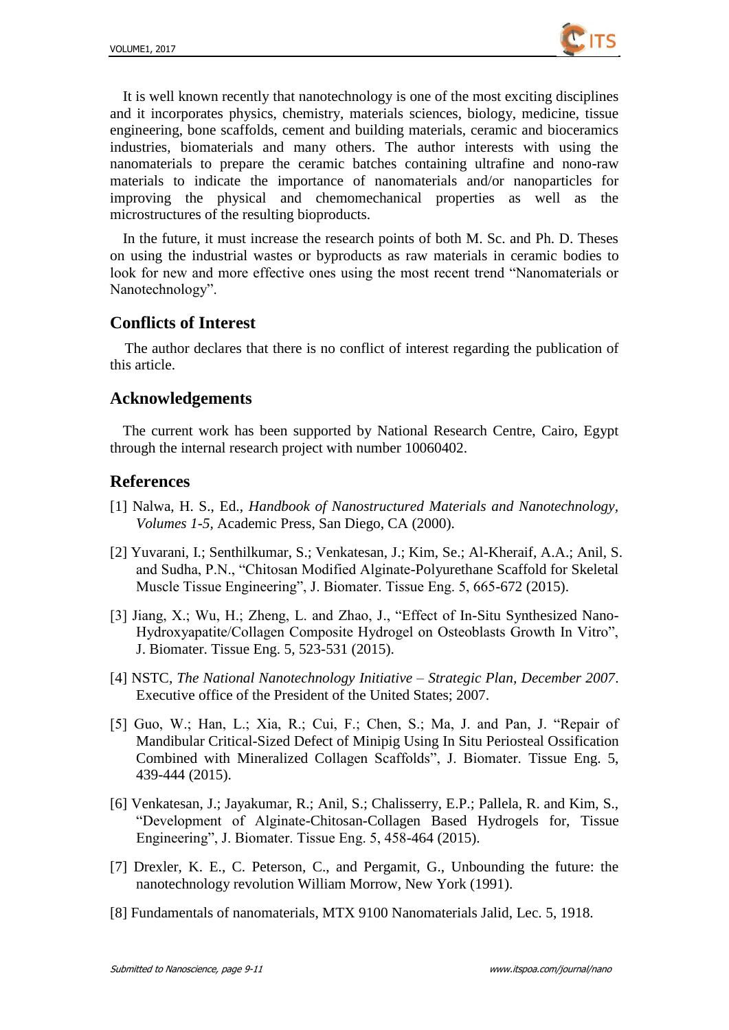It is well known recently that nanotechnology is one of the most exciting disciplines and it incorporates physics, chemistry, materials sciences, biology, medicine, tissue engineering, bone scaffolds, cement and building materials, ceramic and bioceramics industries, biomaterials and many others. The author interests with using the nanomaterials to prepare the ceramic batches containing ultrafine and nono-raw materials to indicate the importance of nanomaterials and/or nanoparticles for improving the physical and chemomechanical properties as well as the microstructures of the resulting bioproducts.

In the future, it must increase the research points of both M. Sc. and Ph. D. Theses on using the industrial wastes or byproducts as raw materials in ceramic bodies to look for new and more effective ones using the most recent trend "Nanomaterials or Nanotechnology".

## Conflicts of Interest

The author declares that there is no conflict of interest regarding the publication of this article.

## Acknowledgements

The current work has been supported by National Research Centre, Cairo, Egypt through the internal research project with number 10060402.

## References

[1] Nalwa, H. S., Ed., *Handbook of Nanostructured Materials and Nanotechnology, Volumes 1-5*, Academic Press, San Diego, CA (2000).

[2] Yuvarani, I.; Senthilkumar, S.; Venkatesan, J.; Kim, Se.; Al-Kheraif, A.A.; Anil, S. and Sudha, P.N., "Chitosan Modified Alginate-Polyurethane Scaffold for Skeletal Muscle Tissue Engineering", J. Biomater. Tissue Eng. 5, 665-672 (2015).

[3] Jiang, X.; Wu, H.; Zheng, L. and Zhao, J., "Effect of In-Situ Synthesized Nano-Hydroxyapatite/Collagen Composite Hydrogel on Osteoblasts Growth In Vitro", J. Biomater. Tissue Eng. 5, 523-531 (2015).

[4] NSTC, *The National Nanotechnology Initiative – Strategic Plan, December 2007*. Executive office of the President of the United States; 2007.

[5] Guo, W.; Han, L.; Xia, R.; Cui, F.; Chen, S.; Ma, J. and Pan, J. "Repair of Mandibular Critical-Sized Defect of Minipig Using In Situ Periosteal Ossification Combined with Mineralized Collagen Scaffolds", J. Biomater. Tissue Eng. 5, 439-444 (2015).

[6] Venkatesan, J.; Jayakumar, R.; Anil, S.; Chalisserry, E.P.; Pallela, R. and Kim, S., "Development of Alginate-Chitosan-Collagen Based Hydrogels for, Tissue Engineering", J. Biomater. Tissue Eng. 5, 458-464 (2015).

[7] Drexler, K. E., C. Peterson, C., and Pergamit, G., Unbounding the future: the nanotechnology revolution William Morrow, New York (1991).

[8] Fundamentals of nanomaterials, MTX 9100 Nanomaterials Jalid, Lec. 5, 1918.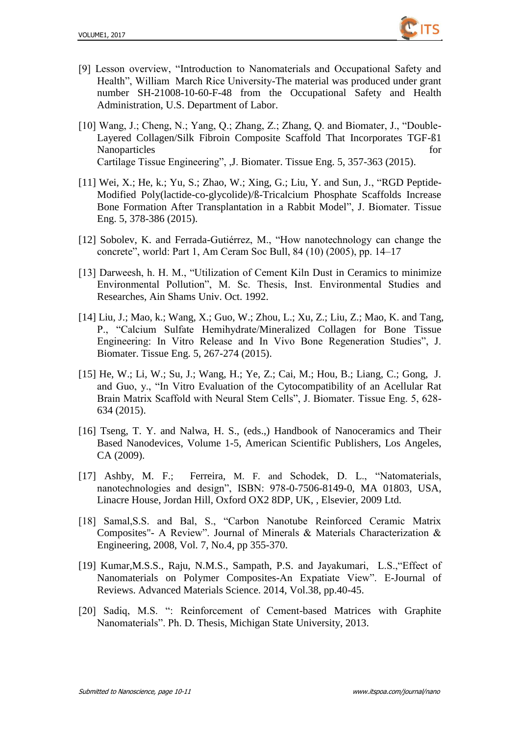[9] Lesson overview, "Introduction to Nanomaterials and Occupational Safety and Health", William March Rice University-The material was produced under grant number SH-21008-10-60-F-48 from the Occupational Safety and Health Administration, U.S. Department of Labor.

[10] Wang, J.; Cheng, N.; Yang, Q.; Zhang, Z.; Zhang, Q. and Biomater, J., "Double-Layered Collagen/Silk Fibroin Composite Scaffold That Incorporates TGF-ß1 Nanoparticles for Cartilage Tissue Engineering", „J. Biomater. Tissue Eng. 5, 357-363 (2015).

[11] Wei, X.; He, k.; Yu, S.; Zhao, W.; Xing, G.; Liu, Y. and Sun, J., "RGD Peptide-Modified Poly(lactide-co-glycolide)/ß-Tricalcium Phosphate Scaffolds Increase Bone Formation After Transplantation in a Rabbit Model", J. Biomater. Tissue Eng. 5, 378-386 (2015).

[12] Sobolev, K. and Ferrada-Gutiérrez, M., "How nanotechnology can change the concrete", world: Part 1, Am Ceram Soc Bull, 84 (10) (2005), pp. 14–17

[13] Darweesh, h. H. M., "Utilization of Cement Kiln Dust in Ceramics to minimize Environmental Pollution", M. Sc. Thesis, Inst. Environmental Studies and Researches, Ain Shams Univ. Oct. 1992.

[14] Liu, J.; Mao, k.; Wang, X.; Guo, W.; Zhou, L.; Xu, Z.; Liu, Z.; Mao, K. and Tang, P., "Calcium Sulfate Hemihydrate/Mineralized Collagen for Bone Tissue Engineering: In Vitro Release and In Vivo Bone Regeneration Studies", J. Biomater. Tissue Eng. 5, 267-274 (2015).

[15] He, W.; Li, W.; Su, J.; Wang, H.; Ye, Z.; Cai, M.; Hou, B.; Liang, C.; Gong, J. and Guo, y., "In Vitro Evaluation of the Cytocompatibility of an Acellular Rat Brain Matrix Scaffold with Neural Stem Cells", J. Biomater. Tissue Eng. 5, 628-634 (2015).

[16] Tseng, T. Y. and Nalwa, H. S., (eds.,) Handbook of Nanoceramics and Their Based Nanodevices, Volume 1-5, American Scientific Publishers, Los Angeles, CA (2009).

[17] Ashby, M. F.; Ferreira, M. F. and Schodek, D. L., "Natomaterials, nanotechnologies and design", ISBN: 978-0-7506-8149-0, MA 01803, USA, Linacre House, Jordan Hill, Oxford OX2 8DP, UK, , Elsevier, 2009 Ltd.

[18] Samal,S.S. and Bal, S., "Carbon Nanotube Reinforced Ceramic Matrix Composites"- A Review". Journal of Minerals & Materials Characterization & Engineering, 2008, Vol. 7, No.4, pp 355-370.

[19] Kumar,M.S.S., Raju, N.M.S., Sampath, P.S. and Jayakumari, L.S.,"Effect of Nanomaterials on Polymer Composites-An Expatiate View". E-Journal of Reviews. Advanced Materials Science. 2014, Vol.38, pp.40-45.

[20] Sadiq, M.S. ": Reinforcement of Cement-based Matrices with Graphite Nanomaterials". Ph. D. Thesis, Michigan State University, 2013.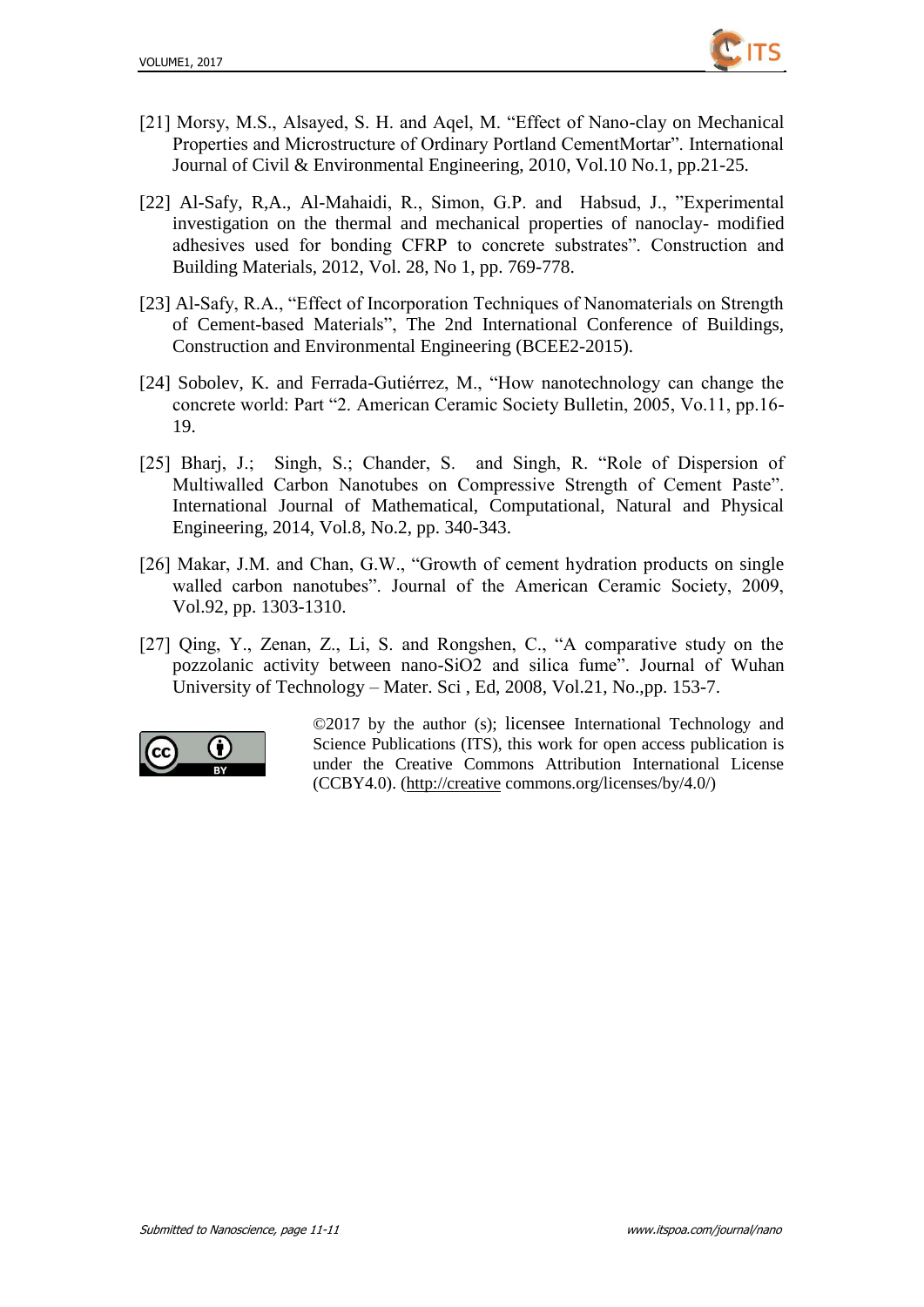[21] Morsy, M.S., Alsayed, S. H. and Aqel, M. "Effect of Nano-clay on Mechanical Properties and Microstructure of Ordinary Portland CementMortar". International Journal of Civil & Environmental Engineering, 2010, Vol.10 No.1, pp.21-25.

[22] Al-Safy, R,A., Al-Mahaidi, R., Simon, G.P. and Habsud, J., "Experimental investigation on the thermal and mechanical properties of nanoclay- modified adhesives used for bonding CFRP to concrete substrates". Construction and Building Materials, 2012, Vol. 28, No 1, pp. 769-778.

[23] Al-Safy, R.A., "Effect of Incorporation Techniques of Nanomaterials on Strength of Cement-based Materials", The 2nd International Conference of Buildings, Construction and Environmental Engineering (BCEE2-2015).

[24] Sobolev, K. and Ferrada-Gutiérrez, M., "How nanotechnology can change the concrete world: Part "2. American Ceramic Society Bulletin, 2005, Vo.11, pp.16-19.

[25] Bharj, J.; Singh, S.; Chander, S. and Singh, R. "Role of Dispersion of Multiwalled Carbon Nanotubes on Compressive Strength of Cement Paste". International Journal of Mathematical, Computational, Natural and Physical Engineering, 2014, Vol.8, No.2, pp. 340-343.

[26] Makar, J.M. and Chan, G.W., "Growth of cement hydration products on single walled carbon nanotubes". Journal of the American Ceramic Society, 2009, Vol.92, pp. 1303-1310.

[27] Qing, Y., Zenan, Z., Li, S. and Rongshen, C., "A comparative study on the pozzolanic activity between nano-$SiO_2$ and silica fume". Journal of Wuhan University of Technology – Mater. Sci , Ed, 2008, Vol.21, No.,pp. 153-7.

©2017 by the author (s); licensee International Technology and Science Publications (ITS), this work for open access publication is under the Creative Commons Attribution International License (CCBY4.0). (http://creative commons.org/licenses/by/4.0/)